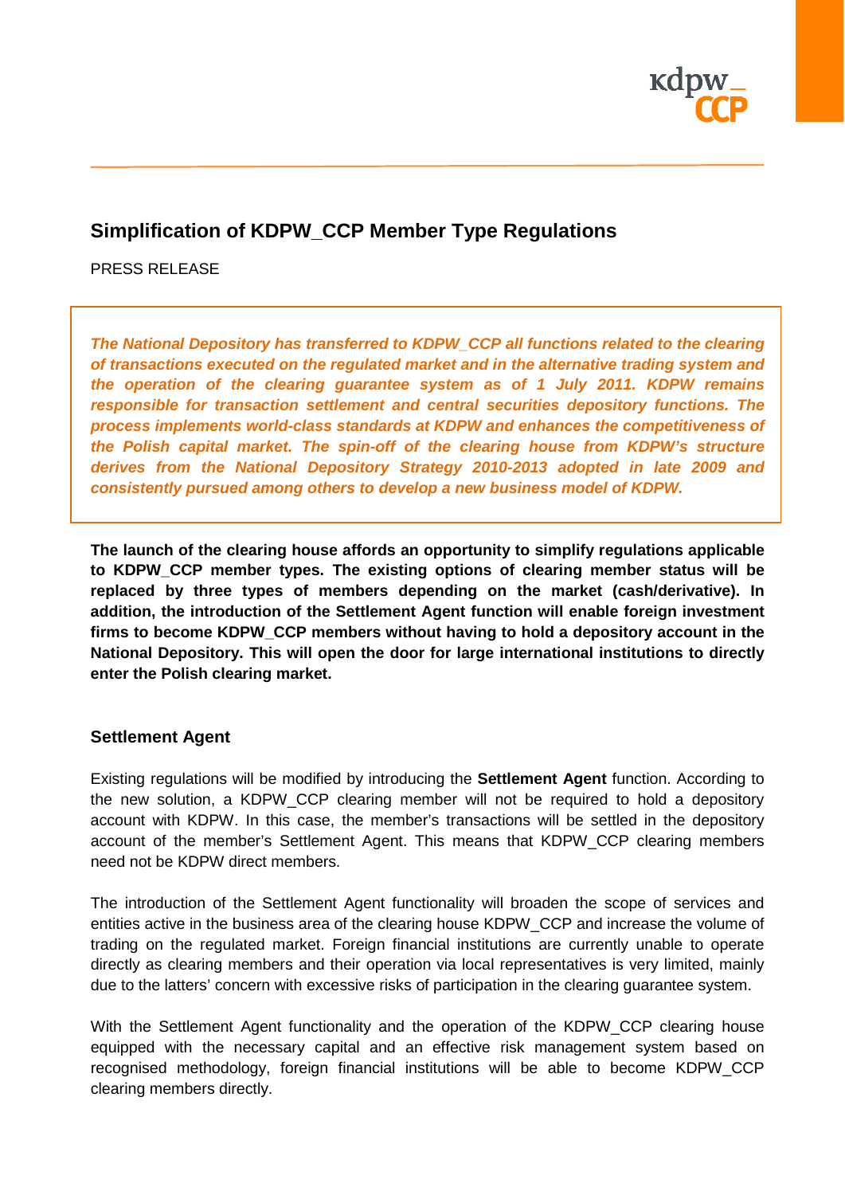# Simplification of KDPW_CCP Member Type Regulations

PRESS RELEASE

***The National Depository has transferred to KDPW_CCP all functions related to the clearing of transactions executed on the regulated market and in the alternative trading system and the operation of the clearing guarantee system as of 1 July 2011. KDPW remains responsible for transaction settlement and central securities depository functions. The process implements world-class standards at KDPW and enhances the competitiveness of the Polish capital market. The spin-off of the clearing house from KDPW's structure derives from the National Depository Strategy 2010-2013 adopted in late 2009 and consistently pursued among others to develop a new business model of KDPW.***

**The launch of the clearing house affords an opportunity to simplify regulations applicable to KDPW_CCP member types. The existing options of clearing member status will be replaced by three types of members depending on the market (cash/derivative). In addition, the introduction of the Settlement Agent function will enable foreign investment firms to become KDPW_CCP members without having to hold a depository account in the National Depository. This will open the door for large international institutions to directly enter the Polish clearing market.**

## Settlement Agent

Existing regulations will be modified by introducing the **Settlement Agent** function. According to the new solution, a KDPW_CCP clearing member will not be required to hold a depository account with KDPW. In this case, the member's transactions will be settled in the depository account of the member's Settlement Agent. This means that KDPW_CCP clearing members need not be KDPW direct members.

The introduction of the Settlement Agent functionality will broaden the scope of services and entities active in the business area of the clearing house KDPW_CCP and increase the volume of trading on the regulated market. Foreign financial institutions are currently unable to operate directly as clearing members and their operation via local representatives is very limited, mainly due to the latters' concern with excessive risks of participation in the clearing guarantee system.

With the Settlement Agent functionality and the operation of the KDPW_CCP clearing house equipped with the necessary capital and an effective risk management system based on recognised methodology, foreign financial institutions will be able to become KDPW_CCP clearing members directly.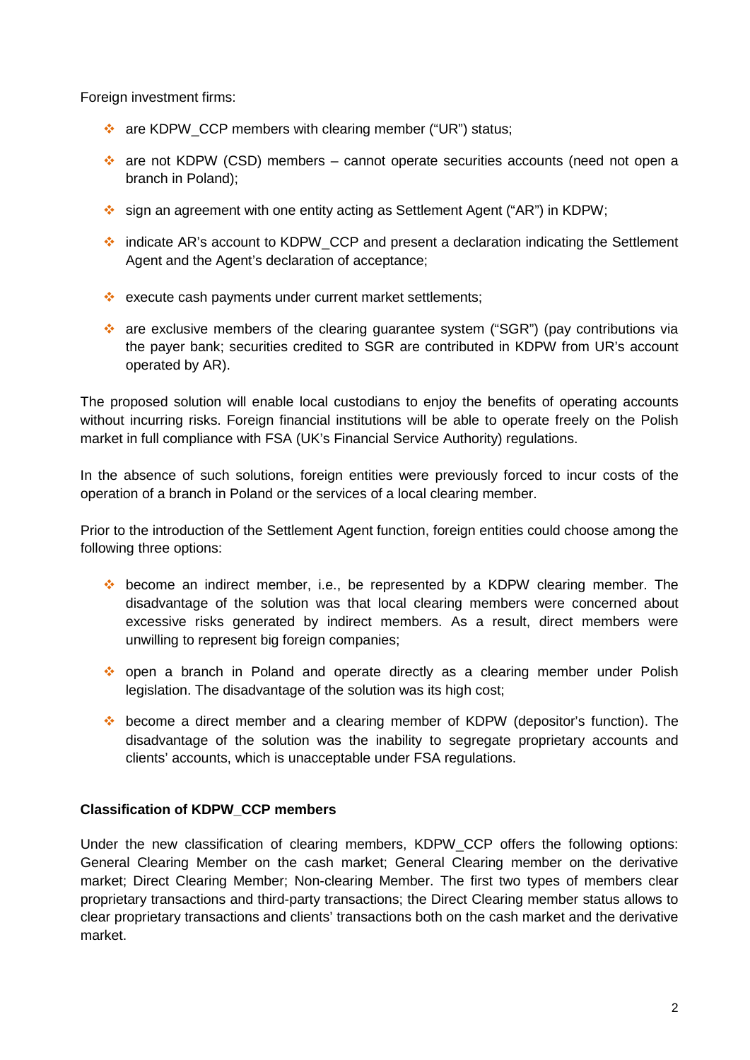Foreign investment firms:

- are KDPW_CCP members with clearing member ("UR") status;
- are not KDPW (CSD) members – cannot operate securities accounts (need not open a branch in Poland);
- sign an agreement with one entity acting as Settlement Agent ("AR") in KDPW;
- indicate AR's account to KDPW_CCP and present a declaration indicating the Settlement Agent and the Agent's declaration of acceptance;
- execute cash payments under current market settlements;
- are exclusive members of the clearing guarantee system ("SGR") (pay contributions via the payer bank; securities credited to SGR are contributed in KDPW from UR's account operated by AR).

The proposed solution will enable local custodians to enjoy the benefits of operating accounts without incurring risks. Foreign financial institutions will be able to operate freely on the Polish market in full compliance with FSA (UK's Financial Service Authority) regulations.

In the absence of such solutions, foreign entities were previously forced to incur costs of the operation of a branch in Poland or the services of a local clearing member.

Prior to the introduction of the Settlement Agent function, foreign entities could choose among the following three options:

- become an indirect member, i.e., be represented by a KDPW clearing member. The disadvantage of the solution was that local clearing members were concerned about excessive risks generated by indirect members. As a result, direct members were unwilling to represent big foreign companies;
- open a branch in Poland and operate directly as a clearing member under Polish legislation. The disadvantage of the solution was its high cost;
- become a direct member and a clearing member of KDPW (depositor's function). The disadvantage of the solution was the inability to segregate proprietary accounts and clients' accounts, which is unacceptable under FSA regulations.

**Classification of KDPW_CCP members**

Under the new classification of clearing members, KDPW_CCP offers the following options: General Clearing Member on the cash market; General Clearing member on the derivative market; Direct Clearing Member; Non-clearing Member. The first two types of members clear proprietary transactions and third-party transactions; the Direct Clearing member status allows to clear proprietary transactions and clients' transactions both on the cash market and the derivative market.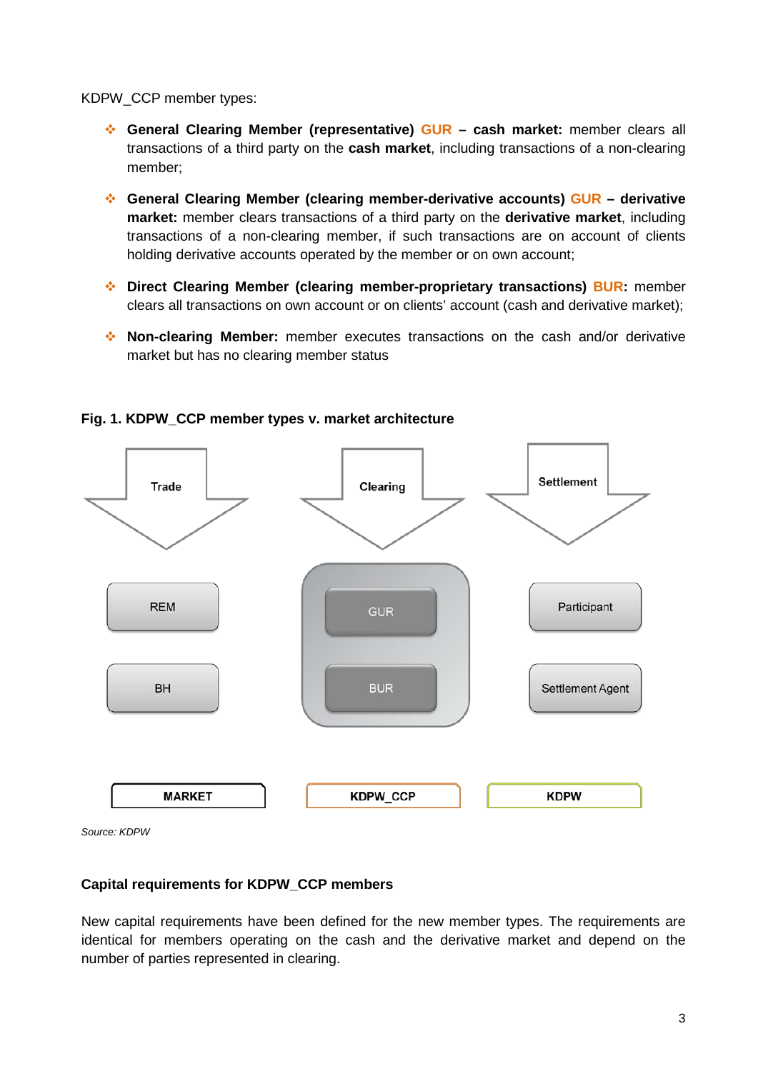KDPW_CCP member types:

- **General Clearing Member (representative) GUR – cash market:** member clears all transactions of a third party on the **cash market**, including transactions of a non-clearing member;
- **General Clearing Member (clearing member-derivative accounts) GUR – derivative market:** member clears transactions of a third party on the **derivative market**, including transactions of a non-clearing member, if such transactions are on account of clients holding derivative accounts operated by the member or on own account;
- **Direct Clearing Member (clearing member-proprietary transactions) BUR:** member clears all transactions on own account or on clients' account (cash and derivative market);
- **Non-clearing Member:** member executes transactions on the cash and/or derivative market but has no clearing member status

**Fig. 1. KDPW_CCP member types v. market architecture**

*Source: KDPW*

**Capital requirements for KDPW_CCP members**

New capital requirements have been defined for the new member types. The requirements are identical for members operating on the cash and the derivative market and depend on the number of parties represented in clearing.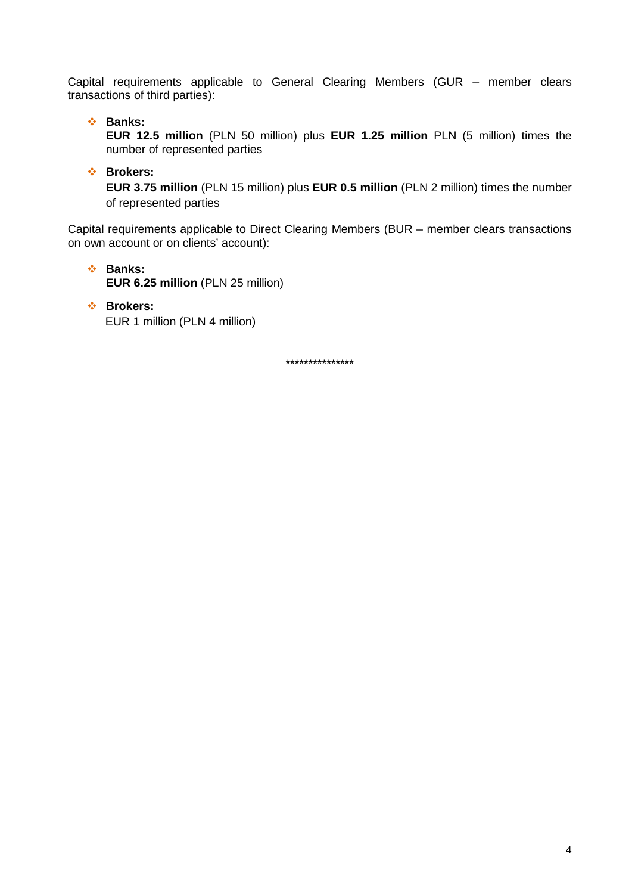Capital requirements applicable to General Clearing Members (GUR – member clears transactions of third parties):

- **Banks:**
  **EUR 12.5 million** (PLN 50 million) plus **EUR 1.25 million** PLN (5 million) times the number of represented parties

- **Brokers:**
  **EUR 3.75 million** (PLN 15 million) plus **EUR 0.5 million** (PLN 2 million) times the number of represented parties

Capital requirements applicable to Direct Clearing Members (BUR – member clears transactions on own account or on clients' account):

- **Banks:**
  **EUR 6.25 million** (PLN 25 million)

- **Brokers:**
  EUR 1 million (PLN 4 million)

***************